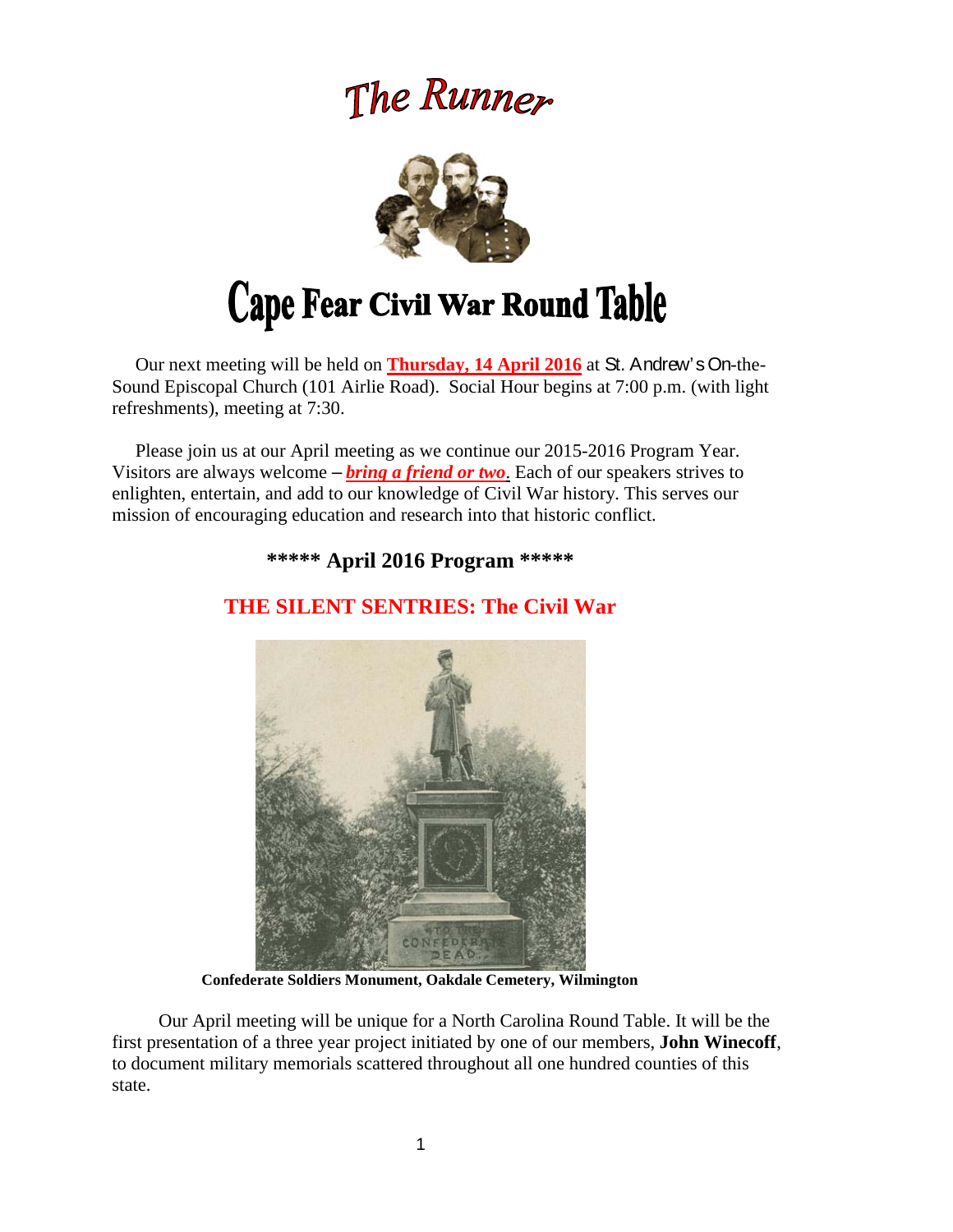# The Runner

# Cape Fear Civil War Round Table

Our next meeting will be held on **Thursday, 14 April 2016** at St. Andrew's On-the-Sound Episcopal Church (101 Airlie Road). Social Hour begins at 7:00 p.m. (with light refreshments), meeting at 7:30.

Please join us at our April meeting as we continue our 2015-2016 Program Year. Visitors are always welcome – ***bring a friend or two***. Each of our speakers strives to enlighten, entertain, and add to our knowledge of Civil War history. This serves our mission of encouraging education and research into that historic conflict.

## ***** April 2016 Program *****

## THE SILENT SENTRIES: The Civil War

**Confederate Soldiers Monument, Oakdale Cemetery, Wilmington**

Our April meeting will be unique for a North Carolina Round Table. It will be the first presentation of a three year project initiated by one of our members, **John Winecoff**, to document military memorials scattered throughout all one hundred counties of this state.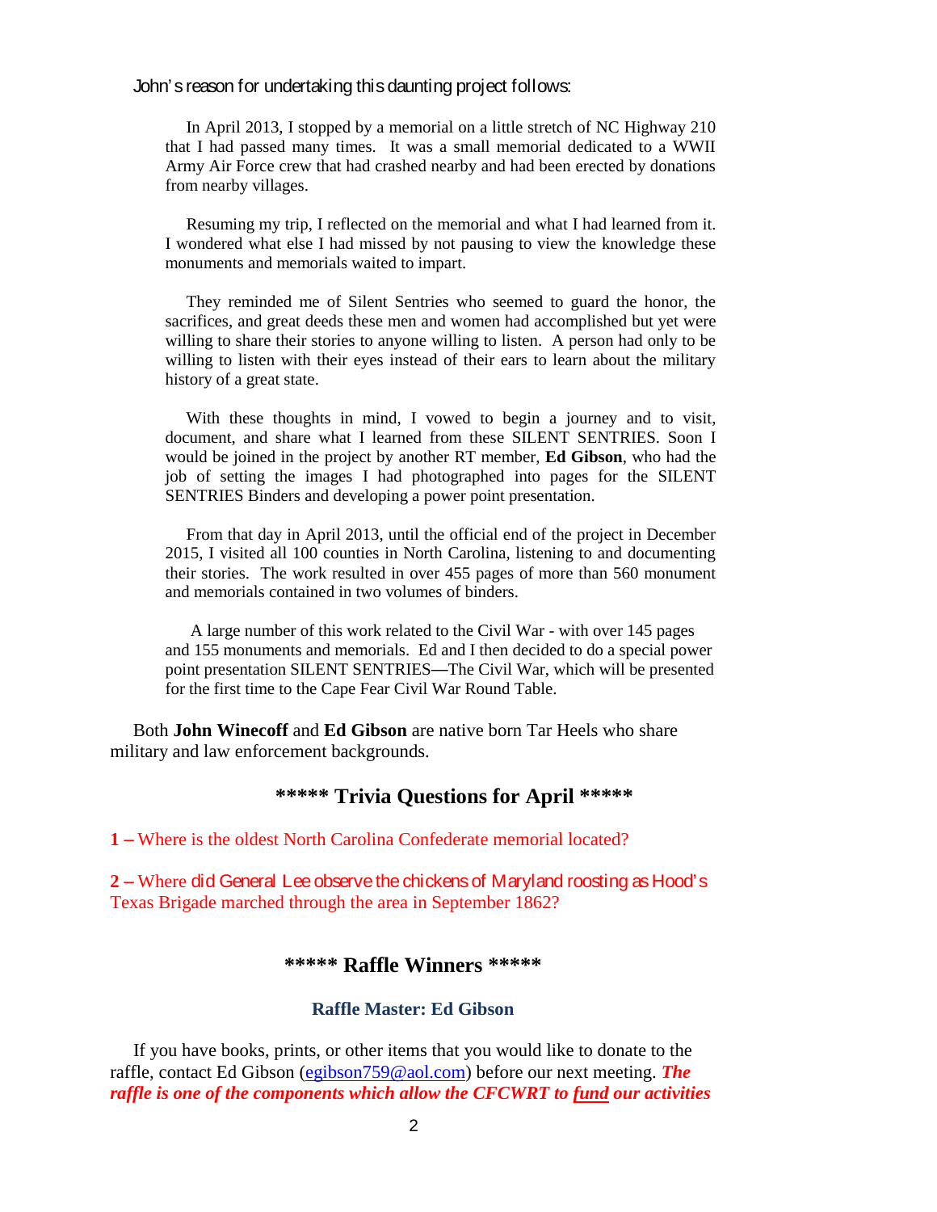John's reason for undertaking this daunting project follows:

> In April 2013, I stopped by a memorial on a little stretch of NC Highway 210 that I had passed many times. It was a small memorial dedicated to a WWII Army Air Force crew that had crashed nearby and had been erected by donations from nearby villages.
>
> Resuming my trip, I reflected on the memorial and what I had learned from it. I wondered what else I had missed by not pausing to view the knowledge these monuments and memorials waited to impart.
>
> They reminded me of Silent Sentries who seemed to guard the honor, the sacrifices, and great deeds these men and women had accomplished but yet were willing to share their stories to anyone willing to listen. A person had only to be willing to listen with their eyes instead of their ears to learn about the military history of a great state.
>
> With these thoughts in mind, I vowed to begin a journey and to visit, document, and share what I learned from these SILENT SENTRIES. Soon I would be joined in the project by another RT member, **Ed Gibson**, who had the job of setting the images I had photographed into pages for the SILENT SENTRIES Binders and developing a power point presentation.
>
> From that day in April 2013, until the official end of the project in December 2015, I visited all 100 counties in North Carolina, listening to and documenting their stories. The work resulted in over 455 pages of more than 560 monument and memorials contained in two volumes of binders.
>
> A large number of this work related to the Civil War - with over 145 pages and 155 monuments and memorials. Ed and I then decided to do a special power point presentation SILENT SENTRIES—The Civil War, which will be presented for the first time to the Cape Fear Civil War Round Table.

Both **John Winecoff** and **Ed Gibson** are native born Tar Heels who share military and law enforcement backgrounds.

## ***** Trivia Questions for April *****

**1 –** Where is the oldest North Carolina Confederate memorial located?

**2 –** Where did General Lee observe the chickens of Maryland roosting as Hood's Texas Brigade marched through the area in September 1862?

## ***** Raffle Winners *****

### Raffle Master: Ed Gibson

If you have books, prints, or other items that you would like to donate to the raffle, contact Ed Gibson (egibson759@aol.com) before our next meeting. ***The raffle is one of the components which allow the CFCWRT to <u>fund</u> our activities***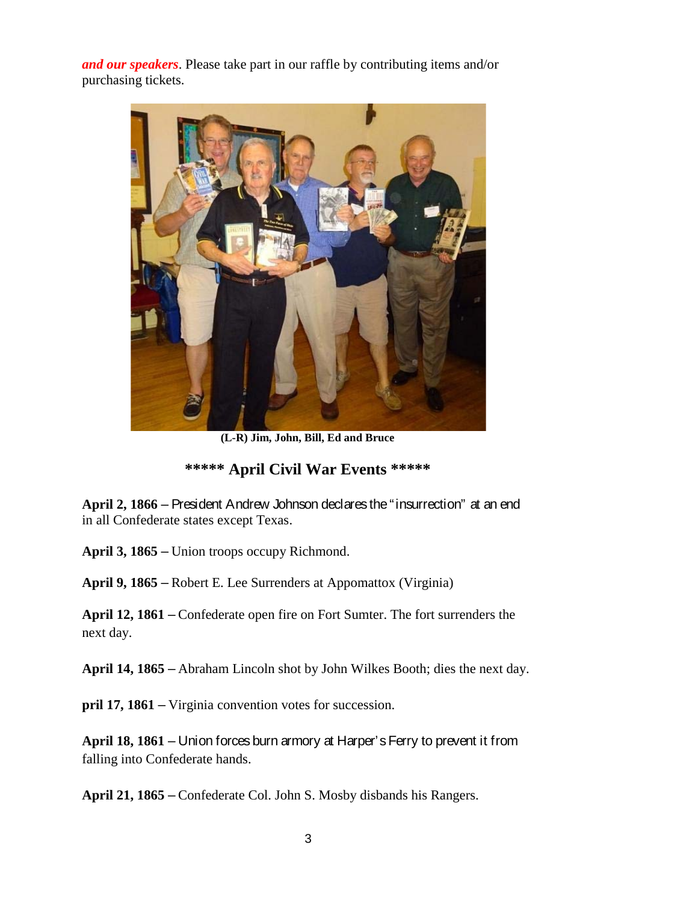***and our speakers***. Please take part in our raffle by contributing items and/or purchasing tickets.

**(L-R) Jim, John, Bill, Ed and Bruce**

## ***** April Civil War Events *****

**April 2, 1866 –** President Andrew Johnson declares the "insurrection" at an end in all Confederate states except Texas.

**April 3, 1865 –** Union troops occupy Richmond.

**April 9, 1865 –** Robert E. Lee Surrenders at Appomattox (Virginia)

**April 12, 1861 –** Confederate open fire on Fort Sumter. The fort surrenders the next day.

**April 14, 1865 –** Abraham Lincoln shot by John Wilkes Booth; dies the next day.

**pril 17, 1861 –** Virginia convention votes for succession.

**April 18, 1861 –** Union forces burn armory at Harper's Ferry to prevent it from falling into Confederate hands.

**April 21, 1865 –** Confederate Col. John S. Mosby disbands his Rangers.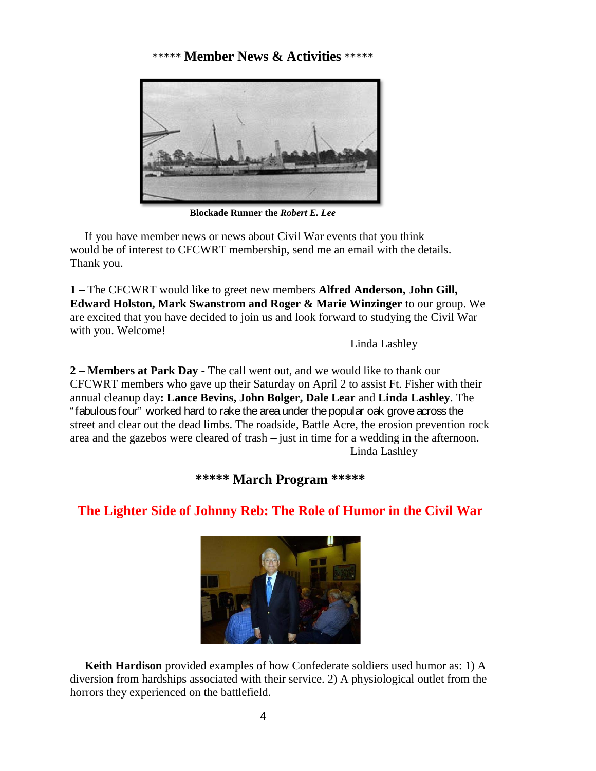## ***** Member News & Activities *****

**Blockade Runner the *Robert E. Lee***

If you have member news or news about Civil War events that you think would be of interest to CFCWRT membership, send me an email with the details. Thank you.

**1 –** The CFCWRT would like to greet new members **Alfred Anderson, John Gill, Edward Holston, Mark Swanstrom and Roger & Marie Winzinger** to our group. We are excited that you have decided to join us and look forward to studying the Civil War with you. Welcome!

Linda Lashley

**2 – Members at Park Day -** The call went out, and we would like to thank our CFCWRT members who gave up their Saturday on April 2 to assist Ft. Fisher with their annual cleanup day**: Lance Bevins, John Bolger, Dale Lear** and **Linda Lashley**. The "fabulous four" worked hard to rake the area under the popular oak grove across the street and clear out the dead limbs. The roadside, Battle Acre, the erosion prevention rock area and the gazebos were cleared of trash – just in time for a wedding in the afternoon.

Linda Lashley

## ***** March Program *****

## The Lighter Side of Johnny Reb: The Role of Humor in the Civil War

**Keith Hardison** provided examples of how Confederate soldiers used humor as: 1) A diversion from hardships associated with their service. 2) A physiological outlet from the horrors they experienced on the battlefield.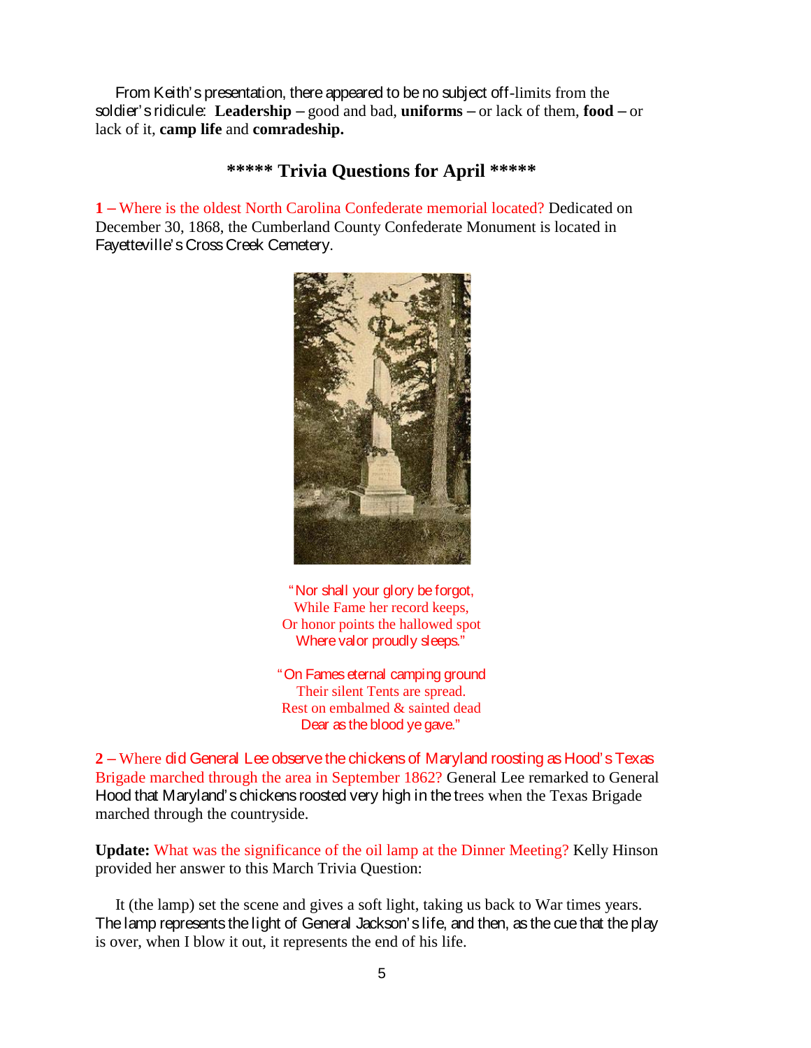From Keith's presentation, there appeared to be no subject off-limits from the soldier's ridicule: **Leadership** – good and bad, **uniforms** – or lack of them, **food** – or lack of it, **camp life** and **comradeship.**

## ***** Trivia Questions for April *****

**1** – Where is the oldest North Carolina Confederate memorial located? Dedicated on December 30, 1868, the Cumberland County Confederate Monument is located in Fayetteville's Cross Creek Cemetery.

"Nor shall your glory be forgot,
While Fame her record keeps,
Or honor points the hallowed spot
Where valor proudly sleeps."

"On Fames eternal camping ground
Their silent Tents are spread.
Rest on embalmed & sainted dead
Dear as the blood ye gave."

**2** – Where did General Lee observe the chickens of Maryland roosting as Hood's Texas Brigade marched through the area in September 1862? General Lee remarked to General Hood that Maryland's chickens roosted very high in the trees when the Texas Brigade marched through the countryside.

**Update:** What was the significance of the oil lamp at the Dinner Meeting? Kelly Hinson provided her answer to this March Trivia Question:

It (the lamp) set the scene and gives a soft light, taking us back to War times years. The lamp represents the light of General Jackson's life, and then, as the cue that the play is over, when I blow it out, it represents the end of his life.